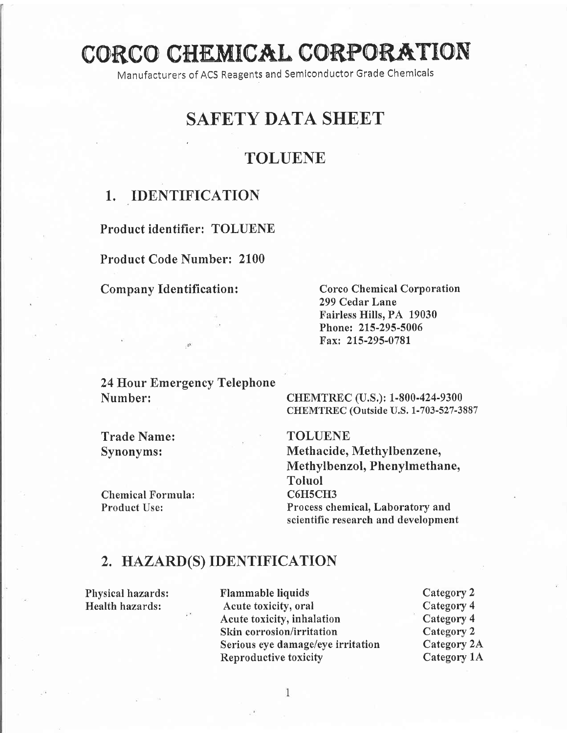# CORCO CHEMICAL CORPORATION

Manufacturers of ACS Reagents and Semiconductor Grade Chemicals

# SAFETY DATA SHEET

## TOLUENE

## 1. IDENTIFICATION

**Product identifier:** TOLUENE

**Product Code Number:** 2100

**Company Identification:**
Corco Chemical Corporation
299 Cedar Lane
Fairless Hills, PA 19030
Phone: 215-295-5006
Fax: 215-295-0781

**24 Hour Emergency Telephone Number:**
CHEMTREC (U.S.): 1-800-424-9300
CHEMTREC (Outside U.S. 1-703-527-3887

**Trade Name:** TOLUENE

**Synonyms:** Methacide, Methylbenzene, Methylbenzol, Phenylmethane, Toluol

**Chemical Formula:** $C_6H_5CH_3$

**Product Use:** Process chemical, Laboratory and scientific research and development

## 2. HAZARD(S) IDENTIFICATION

| | | |
|---|---|---|
| Physical hazards: | Flammable liquids | Category 2 |
| Health hazards: | Acute toxicity, oral | Category 4 |
| | Acute toxicity, inhalation | Category 4 |
| | Skin corrosion/irritation | Category 2 |
| | Serious eye damage/eye irritation | Category 2A |
| | Reproductive toxicity | Category 1A |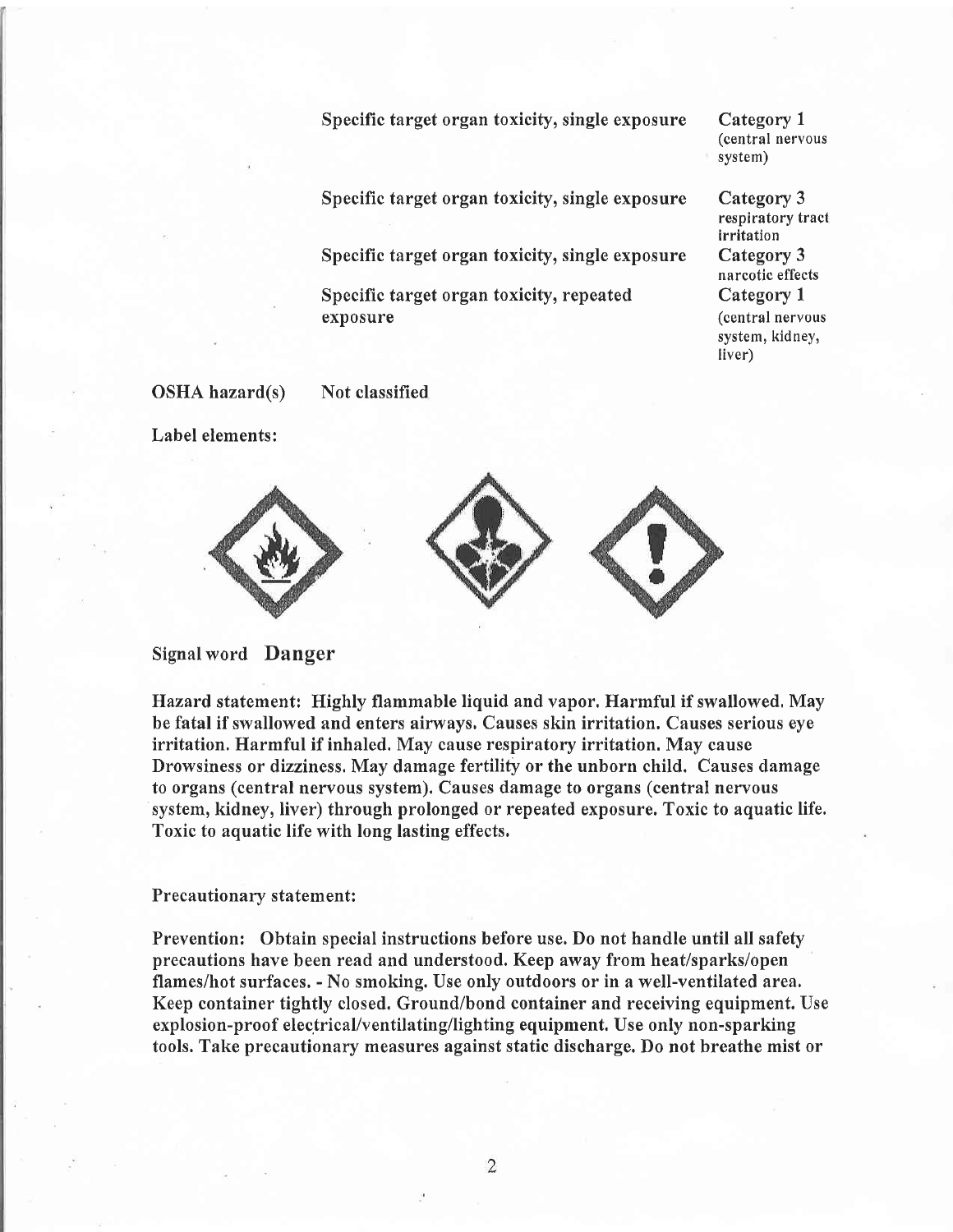| | |
|---|---|
| **Specific target organ toxicity, single exposure** | **Category 1** (central nervous system) |
| **Specific target organ toxicity, single exposure** | **Category 3** respiratory tract irritation |
| **Specific target organ toxicity, single exposure** | **Category 3** narcotic effects |
| **Specific target organ toxicity, repeated exposure** | **Category 1** (central nervous system, kidney, liver) |

**OSHA hazard(s)** Not classified

**Label elements:**

**Signal word Danger**

**Hazard statement: Highly flammable liquid and vapor. Harmful if swallowed. May be fatal if swallowed and enters airways. Causes skin irritation. Causes serious eye irritation. Harmful if inhaled. May cause respiratory irritation. May cause Drowsiness or dizziness. May damage fertility or the unborn child. Causes damage to organs (central nervous system). Causes damage to organs (central nervous system, kidney, liver) through prolonged or repeated exposure. Toxic to aquatic life. Toxic to aquatic life with long lasting effects.**

**Precautionary statement:**

**Prevention: Obtain special instructions before use. Do not handle until all safety precautions have been read and understood. Keep away from heat/sparks/open flames/hot surfaces. - No smoking. Use only outdoors or in a well-ventilated area. Keep container tightly closed. Ground/bond container and receiving equipment. Use explosion-proof electrical/ventilating/lighting equipment. Use only non-sparking tools. Take precautionary measures against static discharge. Do not breathe mist or**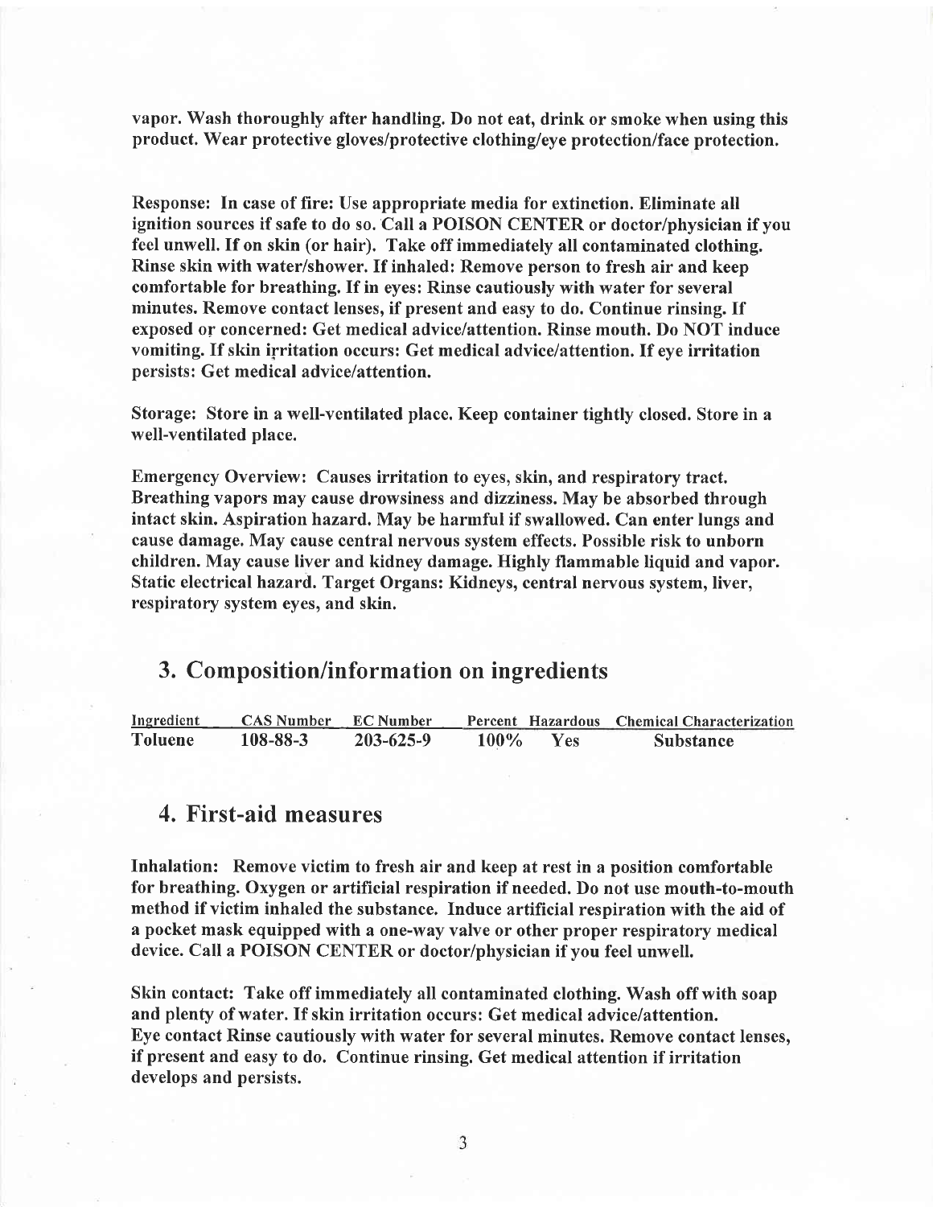vapor. Wash thoroughly after handling. Do not eat, drink or smoke when using this product. Wear protective gloves/protective clothing/eye protection/face protection.

Response: In case of fire: Use appropriate media for extinction. Eliminate all ignition sources if safe to do so. Call a POISON CENTER or doctor/physician if you feel unwell. If on skin (or hair). Take off immediately all contaminated clothing. Rinse skin with water/shower. If inhaled: Remove person to fresh air and keep comfortable for breathing. If in eyes: Rinse cautiously with water for several minutes. Remove contact lenses, if present and easy to do. Continue rinsing. If exposed or concerned: Get medical advice/attention. Rinse mouth. Do NOT induce vomiting. If skin irritation occurs: Get medical advice/attention. If eye irritation persists: Get medical advice/attention.

Storage: Store in a well-ventilated place. Keep container tightly closed. Store in a well-ventilated place.

Emergency Overview: Causes irritation to eyes, skin, and respiratory tract. Breathing vapors may cause drowsiness and dizziness. May be absorbed through intact skin. Aspiration hazard. May be harmful if swallowed. Can enter lungs and cause damage. May cause central nervous system effects. Possible risk to unborn children. May cause liver and kidney damage. Highly flammable liquid and vapor. Static electrical hazard. Target Organs: Kidneys, central nervous system, liver, respiratory system eyes, and skin.

## 3. Composition/information on ingredients

| Ingredient | CAS Number | EC Number | Percent | Hazardous | Chemical Characterization |
|---|---|---|---|---|---|
| Toluene | 108-88-3 | 203-625-9 | 100% | Yes | Substance |

## 4. First-aid measures

Inhalation: Remove victim to fresh air and keep at rest in a position comfortable for breathing. Oxygen or artificial respiration if needed. Do not use mouth-to-mouth method if victim inhaled the substance. Induce artificial respiration with the aid of a pocket mask equipped with a one-way valve or other proper respiratory medical device. Call a POISON CENTER or doctor/physician if you feel unwell.

Skin contact: Take off immediately all contaminated clothing. Wash off with soap and plenty of water. If skin irritation occurs: Get medical advice/attention.
Eye contact Rinse cautiously with water for several minutes. Remove contact lenses, if present and easy to do. Continue rinsing. Get medical attention if irritation develops and persists.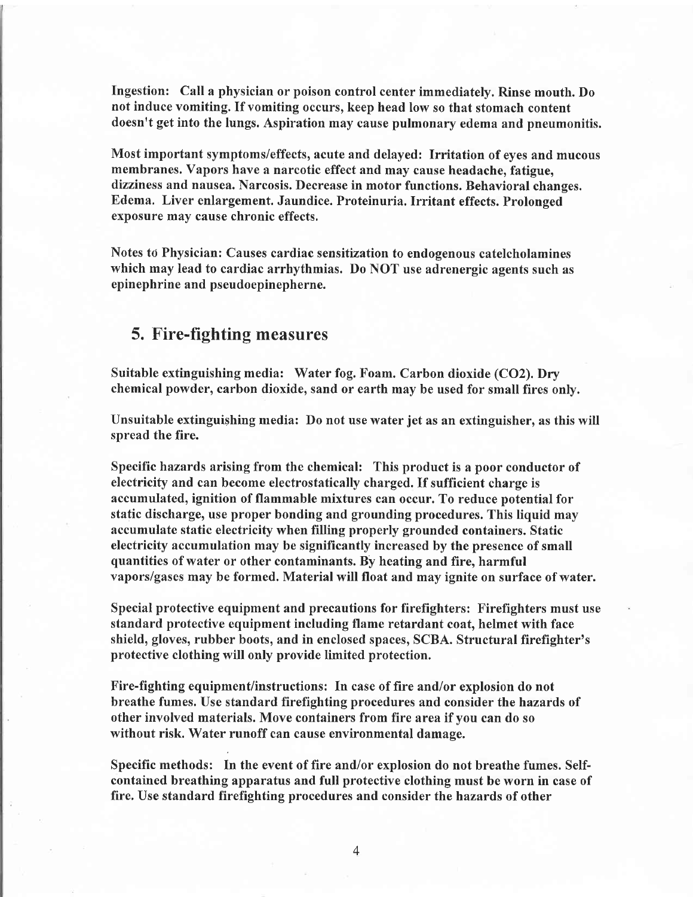**Ingestion:** Call a physician or poison control center immediately. Rinse mouth. Do not induce vomiting. If vomiting occurs, keep head low so that stomach content doesn't get into the lungs. Aspiration may cause pulmonary edema and pneumonitis.

**Most important symptoms/effects, acute and delayed:** Irritation of eyes and mucous membranes. Vapors have a narcotic effect and may cause headache, fatigue, dizziness and nausea. Narcosis. Decrease in motor functions. Behavioral changes. Edema. Liver enlargement. Jaundice. Proteinuria. Irritant effects. Prolonged exposure may cause chronic effects.

**Notes to Physician:** Causes cardiac sensitization to endogenous catelcholamines which may lead to cardiac arrhythmias. Do NOT use adrenergic agents such as epinephrine and pseudoepinepherne.

## 5. Fire-fighting measures

**Suitable extinguishing media:** Water fog. Foam. Carbon dioxide ($CO_2$). Dry chemical powder, carbon dioxide, sand or earth may be used for small fires only.

**Unsuitable extinguishing media:** Do not use water jet as an extinguisher, as this will spread the fire.

**Specific hazards arising from the chemical:** This product is a poor conductor of electricity and can become electrostatically charged. If sufficient charge is accumulated, ignition of flammable mixtures can occur. To reduce potential for static discharge, use proper bonding and grounding procedures. This liquid may accumulate static electricity when filling properly grounded containers. Static electricity accumulation may be significantly increased by the presence of small quantities of water or other contaminants. By heating and fire, harmful vapors/gases may be formed. Material will float and may ignite on surface of water.

**Special protective equipment and precautions for firefighters:** Firefighters must use standard protective equipment including flame retardant coat, helmet with face shield, gloves, rubber boots, and in enclosed spaces, SCBA. Structural firefighter's protective clothing will only provide limited protection.

**Fire-fighting equipment/instructions:** In case of fire and/or explosion do not breathe fumes. Use standard firefighting procedures and consider the hazards of other involved materials. Move containers from fire area if you can do so without risk. Water runoff can cause environmental damage.

**Specific methods:** In the event of fire and/or explosion do not breathe fumes. Self-contained breathing apparatus and full protective clothing must be worn in case of fire. Use standard firefighting procedures and consider the hazards of other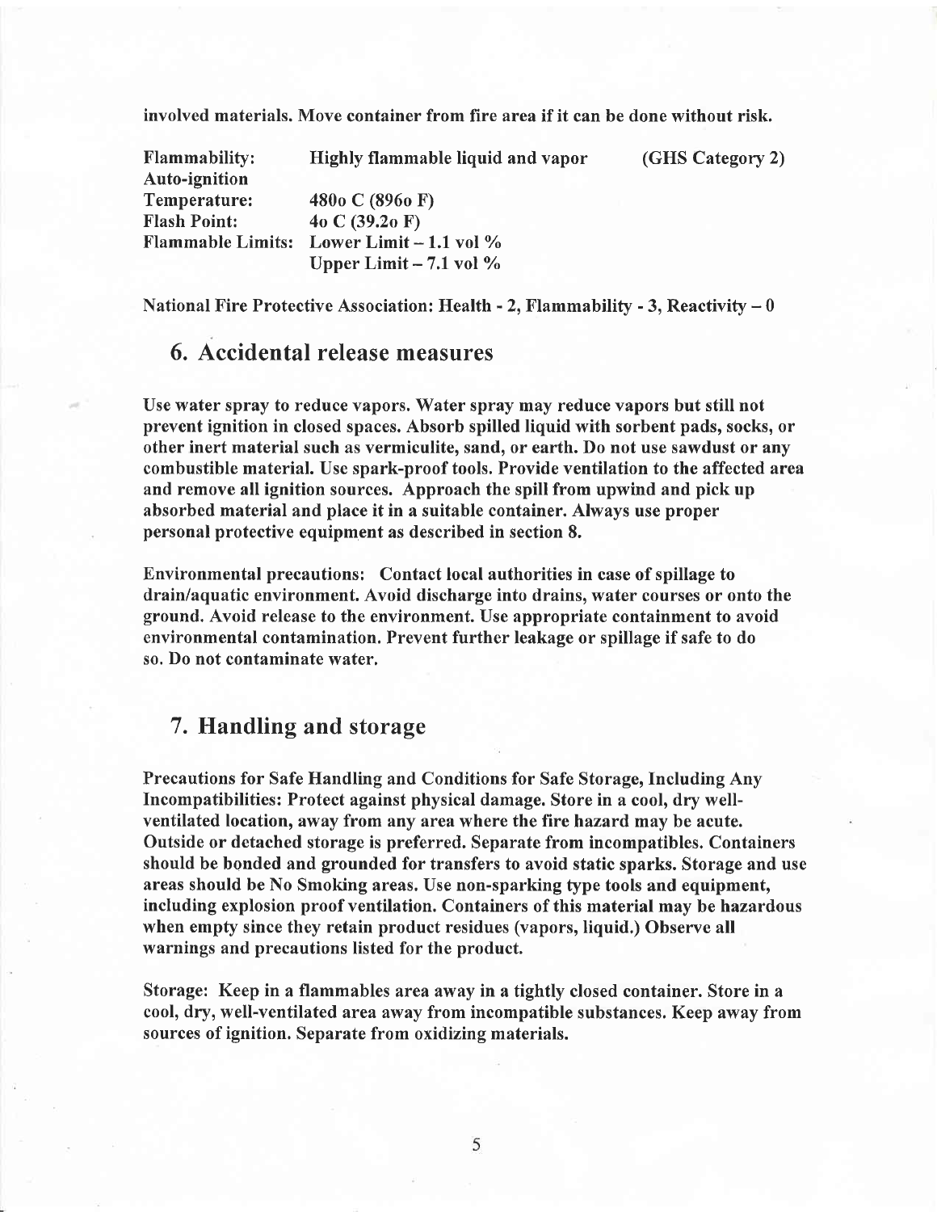**involved materials. Move container from fire area if it can be done without risk.**

| | | |
|---|---|---|
| **Flammability:** | **Highly flammable liquid and vapor** | **(GHS Category 2)** |
| **Auto-ignition Temperature:** | **480o C (896o F)** | |
| **Flash Point:** | **4o C (39.2o F)** | |
| **Flammable Limits:** | **Lower Limit – 1.1 vol %** | |
| | **Upper Limit – 7.1 vol %** | |

**National Fire Protective Association: Health - 2, Flammability - 3, Reactivity – 0**

## 6. Accidental release measures

**Use water spray to reduce vapors. Water spray may reduce vapors but still not prevent ignition in closed spaces. Absorb spilled liquid with sorbent pads, socks, or other inert material such as vermiculite, sand, or earth. Do not use sawdust or any combustible material. Use spark-proof tools. Provide ventilation to the affected area and remove all ignition sources. Approach the spill from upwind and pick up absorbed material and place it in a suitable container. Always use proper personal protective equipment as described in section 8.**

**Environmental precautions: Contact local authorities in case of spillage to drain/aquatic environment. Avoid discharge into drains, water courses or onto the ground. Avoid release to the environment. Use appropriate containment to avoid environmental contamination. Prevent further leakage or spillage if safe to do so. Do not contaminate water.**

## 7. Handling and storage

**Precautions for Safe Handling and Conditions for Safe Storage, Including Any Incompatibilities: Protect against physical damage. Store in a cool, dry well-ventilated location, away from any area where the fire hazard may be acute. Outside or detached storage is preferred. Separate from incompatibles. Containers should be bonded and grounded for transfers to avoid static sparks. Storage and use areas should be No Smoking areas. Use non-sparking type tools and equipment, including explosion proof ventilation. Containers of this material may be hazardous when empty since they retain product residues (vapors, liquid.) Observe all warnings and precautions listed for the product.**

**Storage: Keep in a flammables area away in a tightly closed container. Store in a cool, dry, well-ventilated area away from incompatible substances. Keep away from sources of ignition. Separate from oxidizing materials.**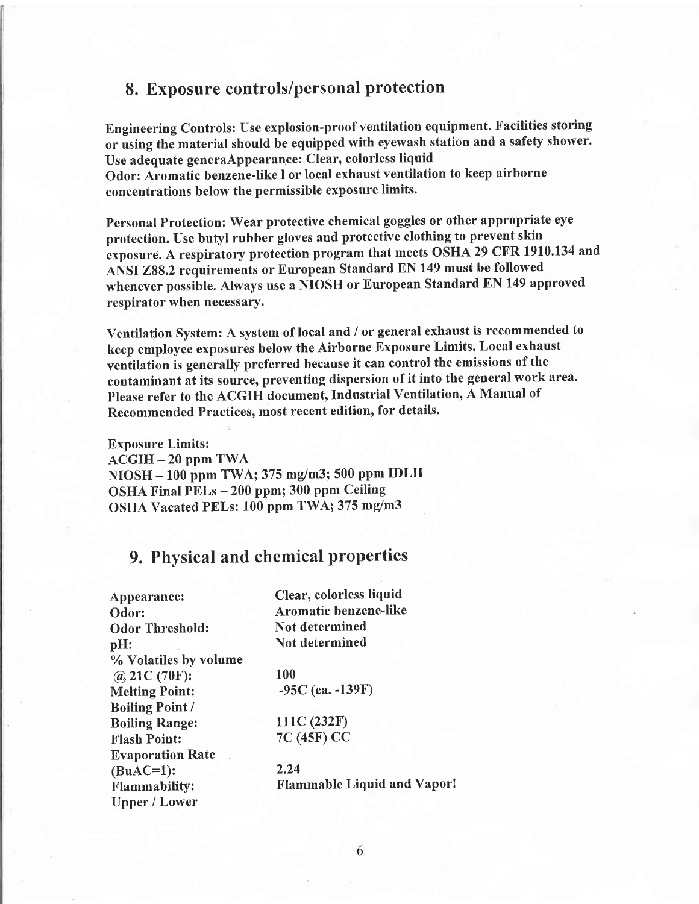## 8. Exposure controls/personal protection

Engineering Controls: Use explosion-proof ventilation equipment. Facilities storing or using the material should be equipped with eyewash station and a safety shower. Use adequate generaAppearance: Clear, colorless liquid
Odor: Aromatic benzene-like l or local exhaust ventilation to keep airborne concentrations below the permissible exposure limits.

Personal Protection: Wear protective chemical goggles or other appropriate eye protection. Use butyl rubber gloves and protective clothing to prevent skin exposure. A respiratory protection program that meets OSHA 29 CFR 1910.134 and ANSI Z88.2 requirements or European Standard EN 149 must be followed whenever possible. Always use a NIOSH or European Standard EN 149 approved respirator when necessary.

Ventilation System: A system of local and / or general exhaust is recommended to keep employee exposures below the Airborne Exposure Limits. Local exhaust ventilation is generally preferred because it can control the emissions of the contaminant at its source, preventing dispersion of it into the general work area. Please refer to the ACGIH document, Industrial Ventilation, A Manual of Recommended Practices, most recent edition, for details.

Exposure Limits:
ACGIH – 20 ppm TWA
NIOSH – 100 ppm TWA; 375 mg/m3; 500 ppm IDLH
OSHA Final PELs – 200 ppm; 300 ppm Ceiling
OSHA Vacated PELs: 100 ppm TWA; 375 mg/m3

## 9. Physical and chemical properties

| | |
|---|---|
| Appearance: | Clear, colorless liquid |
| Odor: | Aromatic benzene-like |
| Odor Threshold: | Not determined |
| pH: | Not determined |
| % Volatiles by volume @ 21C (70F): | 100 |
| Melting Point: | -95C (ca. -139F) |
| Boiling Point / Boiling Range: | 111C (232F) |
| Flash Point: | 7C (45F) CC |
| Evaporation Rate (BuAC=1): | 2.24 |
| Flammability: | Flammable Liquid and Vapor! |
| Upper / Lower | |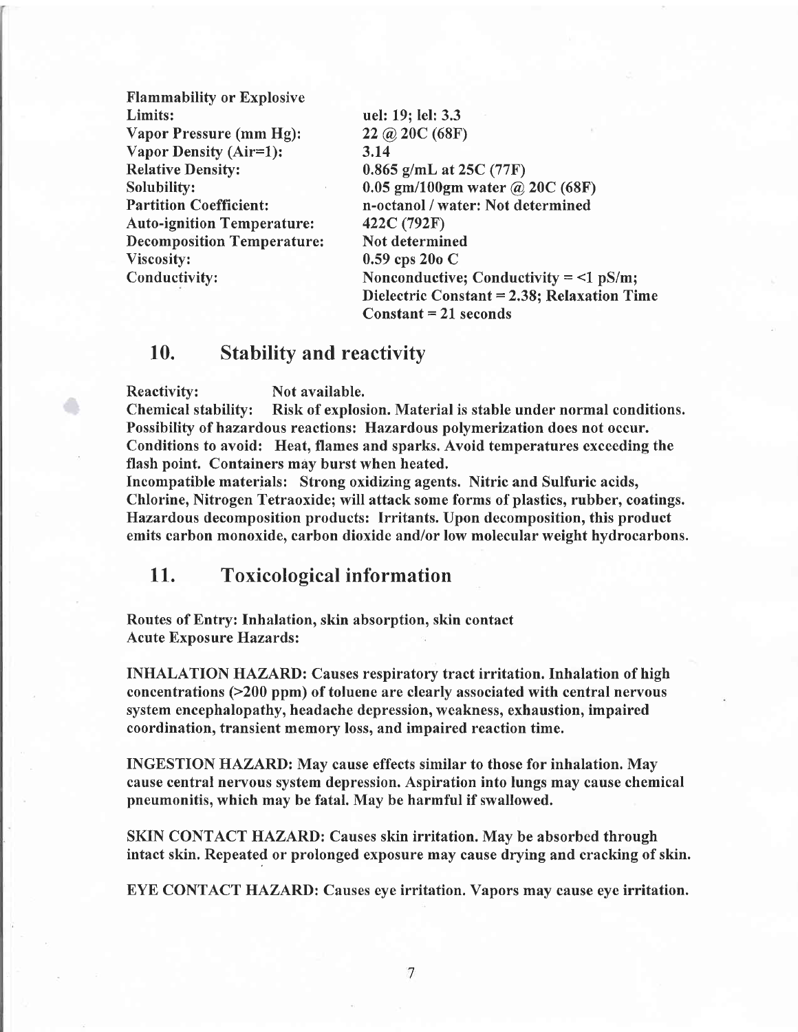| | |
|---|---|
| **Flammability or Explosive Limits:** | **uel: 19; lel: 3.3** |
| **Vapor Pressure (mm Hg):** | **22 @ 20C (68F)** |
| **Vapor Density (Air=1):** | **3.14** |
| **Relative Density:** | **0.865 g/mL at 25C (77F)** |
| **Solubility:** | **0.05 gm/100gm water @ 20C (68F)** |
| **Partition Coefficient:** | **n-octanol / water: Not determined** |
| **Auto-ignition Temperature:** | **422C (792F)** |
| **Decomposition Temperature:** | **Not determined** |
| **Viscosity:** | **0.59 cps 20o C** |
| **Conductivity:** | **Nonconductive; Conductivity = <1 pS/m; Dielectric Constant = 2.38; Relaxation Time Constant = 21 seconds** |

## 10. Stability and reactivity

**Reactivity:** **Not available.**
**Chemical stability: Risk of explosion. Material is stable under normal conditions.**
**Possibility of hazardous reactions: Hazardous polymerization does not occur.**
**Conditions to avoid: Heat, flames and sparks. Avoid temperatures exceeding the flash point. Containers may burst when heated.**
**Incompatible materials: Strong oxidizing agents. Nitric and Sulfuric acids, Chlorine, Nitrogen Tetraoxide; will attack some forms of plastics, rubber, coatings.**
**Hazardous decomposition products: Irritants. Upon decomposition, this product emits carbon monoxide, carbon dioxide and/or low molecular weight hydrocarbons.**

## 11. Toxicological information

**Routes of Entry: Inhalation, skin absorption, skin contact**
**Acute Exposure Hazards:**

**INHALATION HAZARD: Causes respiratory tract irritation. Inhalation of high concentrations (>200 ppm) of toluene are clearly associated with central nervous system encephalopathy, headache depression, weakness, exhaustion, impaired coordination, transient memory loss, and impaired reaction time.**

**INGESTION HAZARD: May cause effects similar to those for inhalation. May cause central nervous system depression. Aspiration into lungs may cause chemical pneumonitis, which may be fatal. May be harmful if swallowed.**

**SKIN CONTACT HAZARD: Causes skin irritation. May be absorbed through intact skin. Repeated or prolonged exposure may cause drying and cracking of skin.**

**EYE CONTACT HAZARD: Causes eye irritation. Vapors may cause eye irritation.**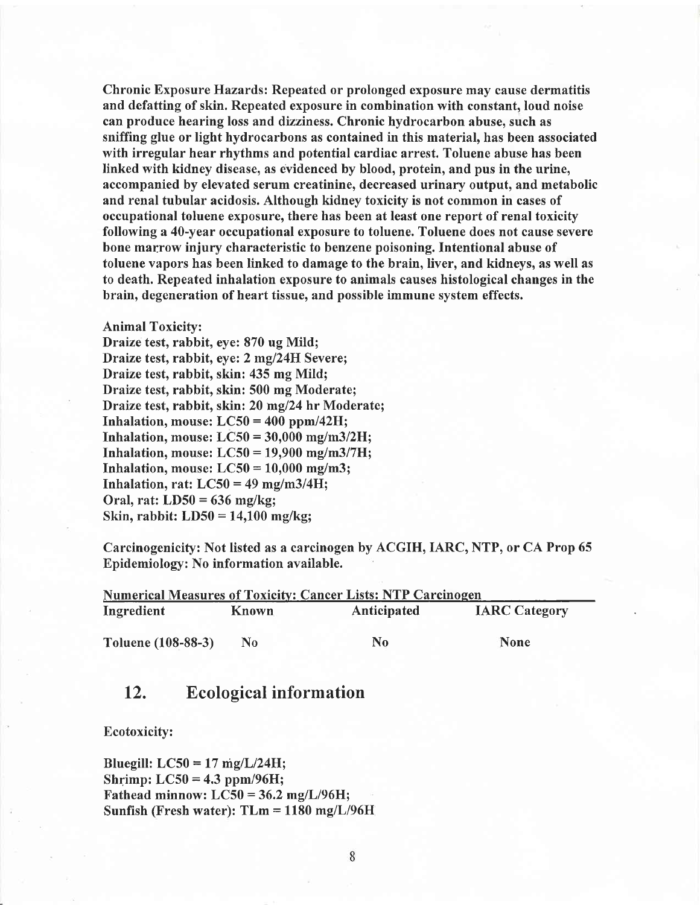**Chronic Exposure Hazards:** Repeated or prolonged exposure may cause dermatitis and defatting of skin. Repeated exposure in combination with constant, loud noise can produce hearing loss and dizziness. Chronic hydrocarbon abuse, such as sniffing glue or light hydrocarbons as contained in this material, has been associated with irregular hear rhythms and potential cardiac arrest. Toluene abuse has been linked with kidney disease, as evidenced by blood, protein, and pus in the urine, accompanied by elevated serum creatinine, decreased urinary output, and metabolic and renal tubular acidosis. Although kidney toxicity is not common in cases of occupational toluene exposure, there has been at least one report of renal toxicity following a 40-year occupational exposure to toluene. Toluene does not cause severe bone marrow injury characteristic to benzene poisoning. Intentional abuse of toluene vapors has been linked to damage to the brain, liver, and kidneys, as well as to death. Repeated inhalation exposure to animals causes histological changes in the brain, degeneration of heart tissue, and possible immune system effects.

**Animal Toxicity:**
Draize test, rabbit, eye: 870 ug Mild;
Draize test, rabbit, eye: 2 mg/24H Severe;
Draize test, rabbit, skin: 435 mg Mild;
Draize test, rabbit, skin: 500 mg Moderate;
Draize test, rabbit, skin: 20 mg/24 hr Moderate;
Inhalation, mouse: LC50 = 400 ppm/42H;
Inhalation, mouse: LC50 = 30,000 mg/m3/2H;
Inhalation, mouse: LC50 = 19,900 mg/m3/7H;
Inhalation, mouse: LC50 = 10,000 mg/m3;
Inhalation, rat: LC50 = 49 mg/m3/4H;
Oral, rat: LD50 = 636 mg/kg;
Skin, rabbit: LD50 = 14,100 mg/kg;

**Carcinogenicity:** Not listed as a carcinogen by ACGIH, IARC, NTP, or CA Prop 65
**Epidemiology:** No information available.

**Numerical Measures of Toxicity: Cancer Lists: NTP Carcinogen**

| Ingredient | Known | Anticipated | IARC Category |
|---|---|---|---|
| Toluene (108-88-3) | No | No | None |

## 12. Ecological information

**Ecotoxicity:**

Bluegill: LC50 = 17 mg/L/24H;
Shrimp: LC50 = 4.3 ppm/96H;
Fathead minnow: LC50 = 36.2 mg/L/96H;
Sunfish (Fresh water): TLm = 1180 mg/L/96H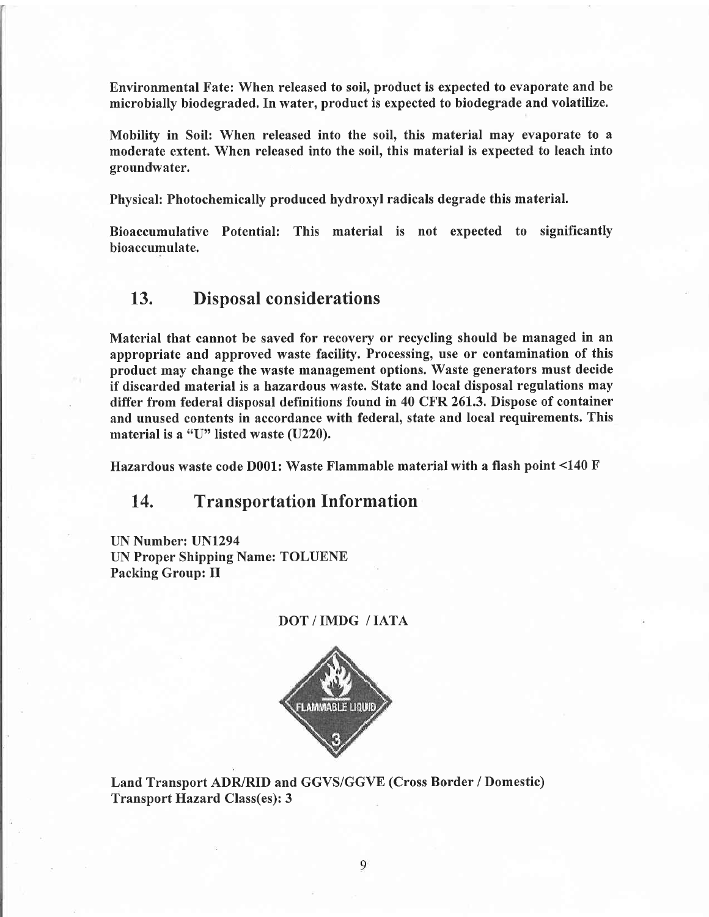**Environmental Fate: When released to soil, product is expected to evaporate and be microbially biodegraded. In water, product is expected to biodegrade and volatilize.**

**Mobility in Soil: When released into the soil, this material may evaporate to a moderate extent. When released into the soil, this material is expected to leach into groundwater.**

**Physical: Photochemically produced hydroxyl radicals degrade this material.**

**Bioaccumulative Potential: This material is not expected to significantly bioaccumulate.**

## 13. Disposal considerations

**Material that cannot be saved for recovery or recycling should be managed in an appropriate and approved waste facility. Processing, use or contamination of this product may change the waste management options. Waste generators must decide if discarded material is a hazardous waste. State and local disposal regulations may differ from federal disposal definitions found in 40 CFR 261.3. Dispose of container and unused contents in accordance with federal, state and local requirements. This material is a "U" listed waste (U220).**

**Hazardous waste code D001: Waste Flammable material with a flash point <140 F**

## 14. Transportation Information

**UN Number: UN1294**
**UN Proper Shipping Name: TOLUENE**
**Packing Group: II**

**DOT / IMDG / IATA**

FLAMMABLE LIQUID 3

**Land Transport ADR/RID and GGVS/GGVE (Cross Border / Domestic)**
**Transport Hazard Class(es): 3**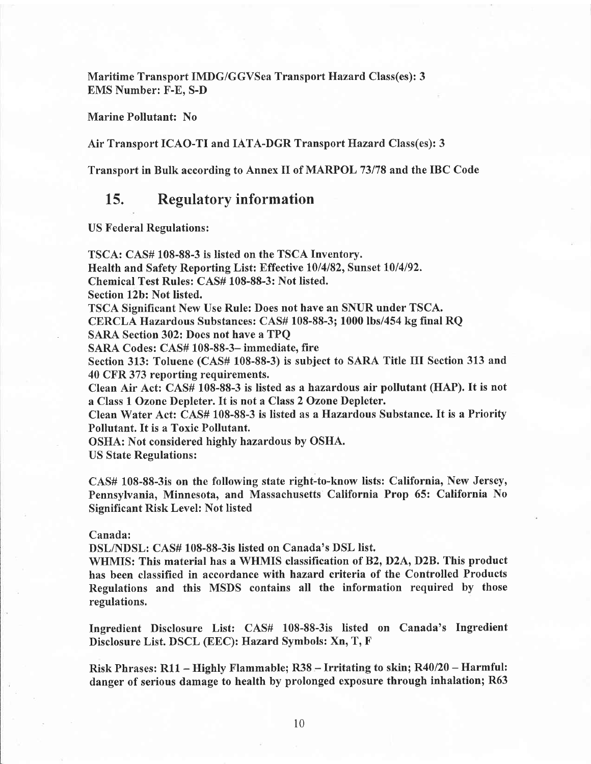**Maritime Transport IMDG/GGVSea Transport Hazard Class(es): 3**
**EMS Number: F-E, S-D**

**Marine Pollutant: No**

**Air Transport ICAO-TI and IATA-DGR Transport Hazard Class(es): 3**

**Transport in Bulk according to Annex II of MARPOL 73/78 and the IBC Code**

## 15. Regulatory information

**US Federal Regulations:**

**TSCA: CAS# 108-88-3 is listed on the TSCA Inventory.**
**Health and Safety Reporting List: Effective 10/4/82, Sunset 10/4/92.**
**Chemical Test Rules: CAS# 108-88-3: Not listed.**
**Section 12b: Not listed.**
**TSCA Significant New Use Rule: Does not have an SNUR under TSCA.**
**CERCLA Hazardous Substances: CAS# 108-88-3; 1000 lbs/454 kg final RQ**
**SARA Section 302: Does not have a TPQ**
**SARA Codes: CAS# 108-88-3– immediate, fire**
**Section 313: Toluene (CAS# 108-88-3) is subject to SARA Title III Section 313 and 40 CFR 373 reporting requirements.**
**Clean Air Act: CAS# 108-88-3 is listed as a hazardous air pollutant (HAP). It is not a Class 1 Ozone Depleter. It is not a Class 2 Ozone Depleter.**
**Clean Water Act: CAS# 108-88-3 is listed as a Hazardous Substance. It is a Priority Pollutant. It is a Toxic Pollutant.**
**OSHA: Not considered highly hazardous by OSHA.**
**US State Regulations:**

**CAS# 108-88-3is on the following state right-to-know lists: California, New Jersey, Pennsylvania, Minnesota, and Massachusetts California Prop 65: California No Significant Risk Level: Not listed**

**Canada:**
**DSL/NDSL: CAS# 108-88-3is listed on Canada's DSL list.**
**WHMIS: This material has a WHMIS classification of B2, D2A, D2B. This product has been classified in accordance with hazard criteria of the Controlled Products Regulations and this MSDS contains all the information required by those regulations.**

**Ingredient Disclosure List: CAS# 108-88-3is listed on Canada's Ingredient Disclosure List. DSCL (EEC): Hazard Symbols: Xn, T, F**

**Risk Phrases: R11 – Highly Flammable; R38 – Irritating to skin; R40/20 – Harmful: danger of serious damage to health by prolonged exposure through inhalation; R63**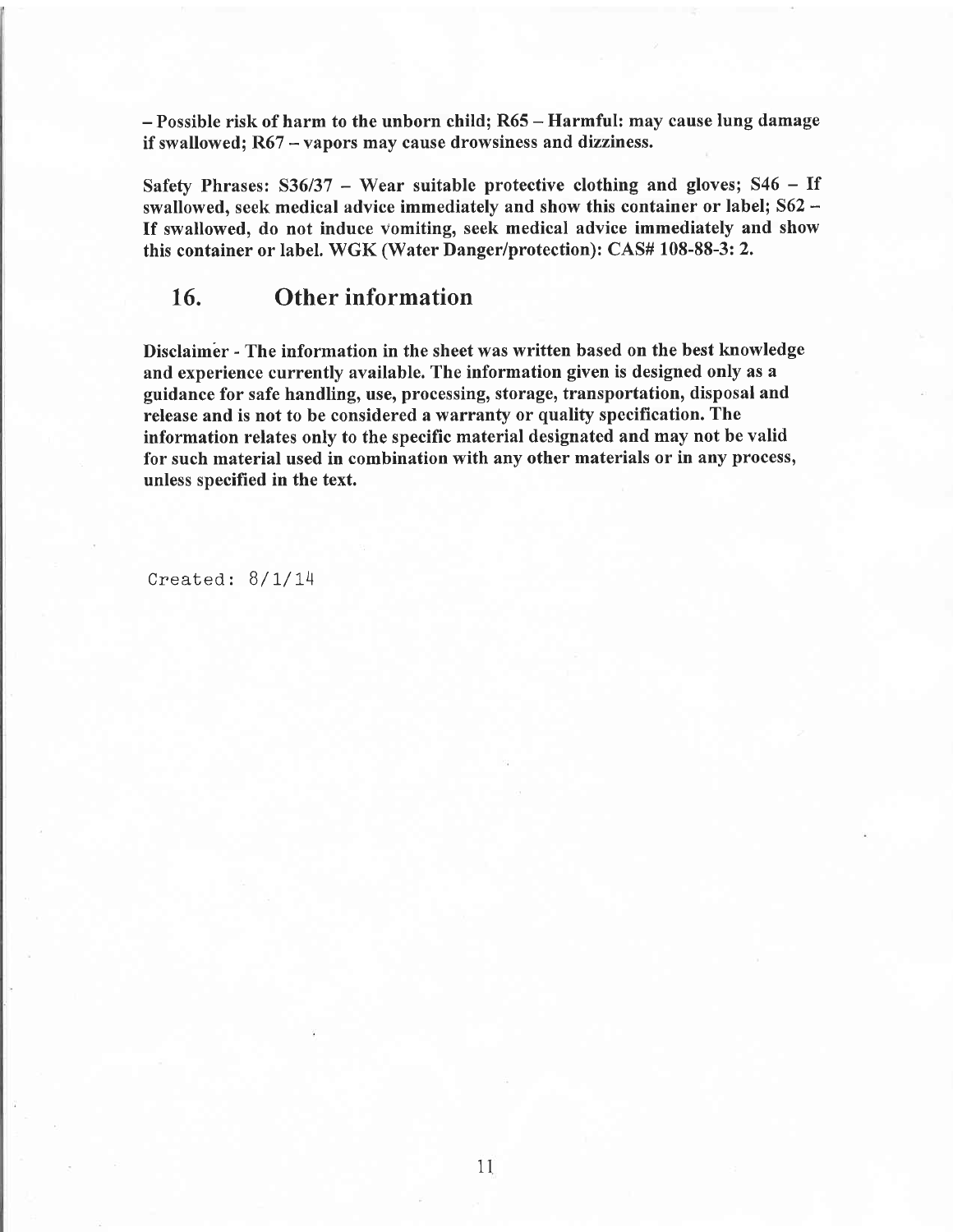**– Possible risk of harm to the unborn child; R65 – Harmful: may cause lung damage if swallowed; R67 – vapors may cause drowsiness and dizziness.**

**Safety Phrases: S36/37 – Wear suitable protective clothing and gloves; S46 – If swallowed, seek medical advice immediately and show this container or label; S62 – If swallowed, do not induce vomiting, seek medical advice immediately and show this container or label. WGK (Water Danger/protection): CAS# 108-88-3: 2.**

## 16. Other information

**Disclaimer - The information in the sheet was written based on the best knowledge and experience currently available. The information given is designed only as a guidance for safe handling, use, processing, storage, transportation, disposal and release and is not to be considered a warranty or quality specification. The information relates only to the specific material designated and may not be valid for such material used in combination with any other materials or in any process, unless specified in the text.**

Created: 8/1/14